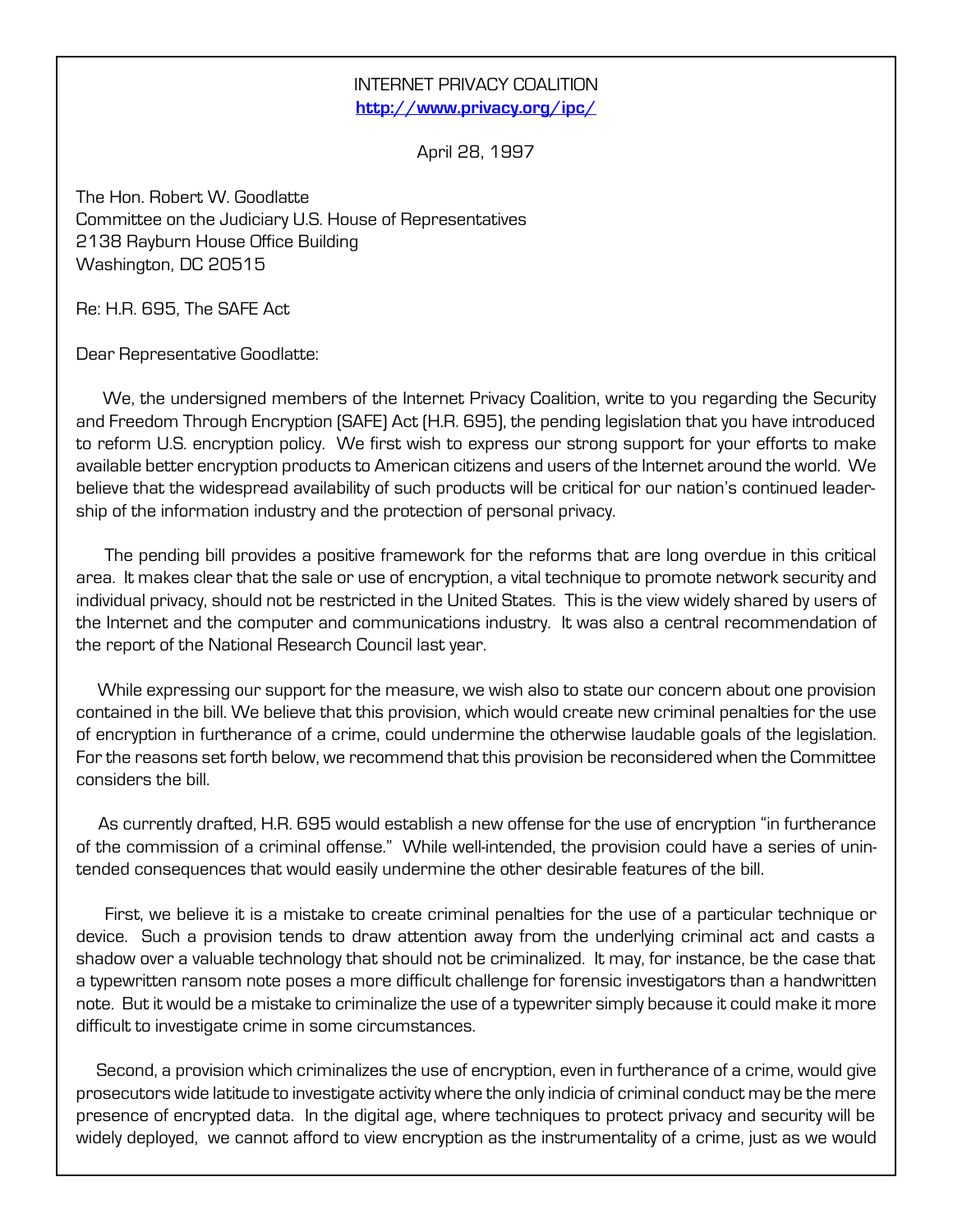INTERNET PRIVACY COALITION
**http://www.privacy.org/ipc/**

April 28, 1997

The Hon. Robert W. Goodlatte
Committee on the Judiciary U.S. House of Representatives
2138 Rayburn House Office Building
Washington, DC 20515

Re: H.R. 695, The SAFE Act

Dear Representative Goodlatte:

We, the undersigned members of the Internet Privacy Coalition, write to you regarding the Security and Freedom Through Encryption (SAFE) Act (H.R. 695), the pending legislation that you have introduced to reform U.S. encryption policy. We first wish to express our strong support for your efforts to make available better encryption products to American citizens and users of the Internet around the world. We believe that the widespread availability of such products will be critical for our nation's continued leadership of the information industry and the protection of personal privacy.

The pending bill provides a positive framework for the reforms that are long overdue in this critical area. It makes clear that the sale or use of encryption, a vital technique to promote network security and individual privacy, should not be restricted in the United States. This is the view widely shared by users of the Internet and the computer and communications industry. It was also a central recommendation of the report of the National Research Council last year.

While expressing our support for the measure, we wish also to state our concern about one provision contained in the bill. We believe that this provision, which would create new criminal penalties for the use of encryption in furtherance of a crime, could undermine the otherwise laudable goals of the legislation. For the reasons set forth below, we recommend that this provision be reconsidered when the Committee considers the bill.

As currently drafted, H.R. 695 would establish a new offense for the use of encryption "in furtherance of the commission of a criminal offense." While well-intended, the provision could have a series of unintended consequences that would easily undermine the other desirable features of the bill.

First, we believe it is a mistake to create criminal penalties for the use of a particular technique or device. Such a provision tends to draw attention away from the underlying criminal act and casts a shadow over a valuable technology that should not be criminalized. It may, for instance, be the case that a typewritten ransom note poses a more difficult challenge for forensic investigators than a handwritten note. But it would be a mistake to criminalize the use of a typewriter simply because it could make it more difficult to investigate crime in some circumstances.

Second, a provision which criminalizes the use of encryption, even in furtherance of a crime, would give prosecutors wide latitude to investigate activity where the only indicia of criminal conduct may be the mere presence of encrypted data. In the digital age, where techniques to protect privacy and security will be widely deployed, we cannot afford to view encryption as the instrumentality of a crime, just as we would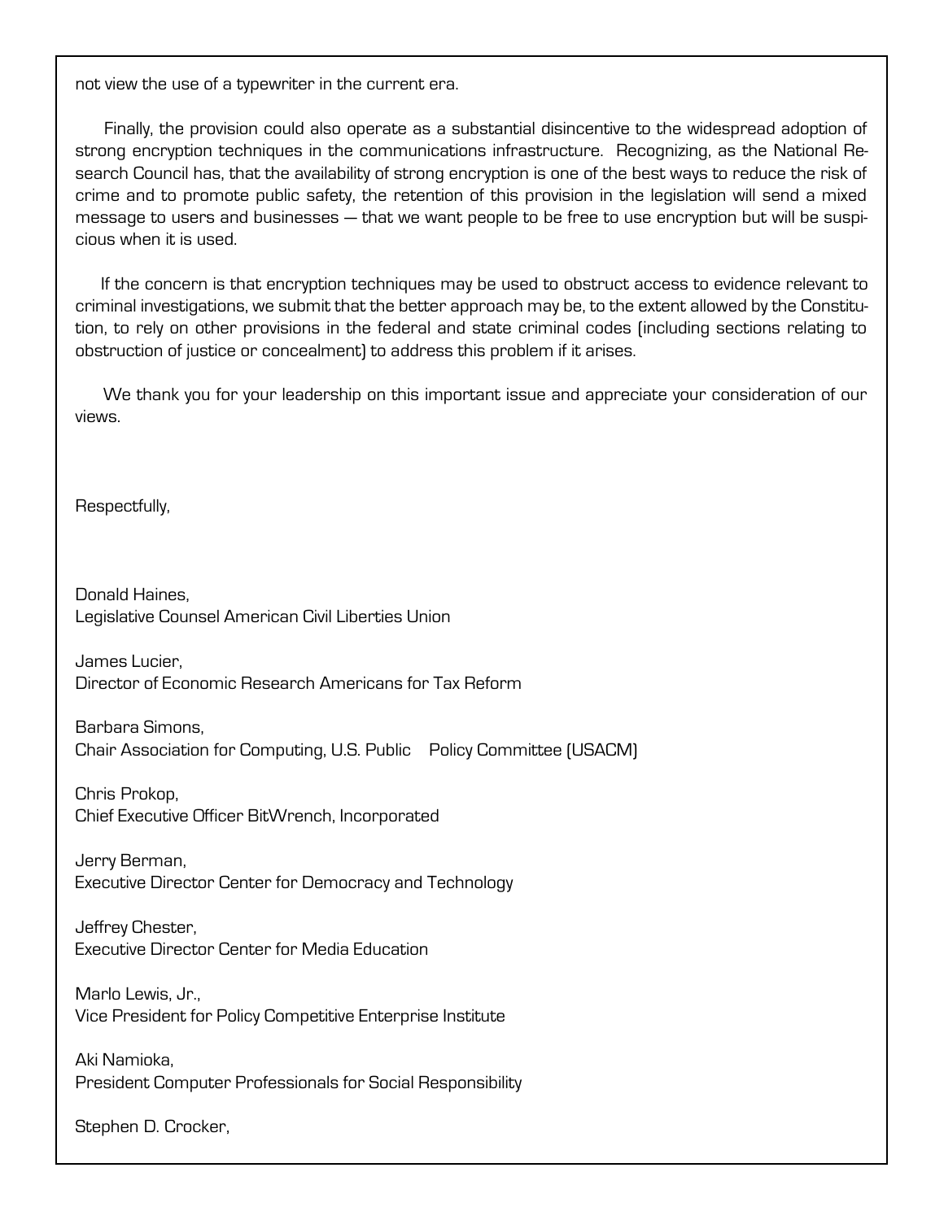not view the use of a typewriter in the current era.

Finally, the provision could also operate as a substantial disincentive to the widespread adoption of strong encryption techniques in the communications infrastructure. Recognizing, as the National Research Council has, that the availability of strong encryption is one of the best ways to reduce the risk of crime and to promote public safety, the retention of this provision in the legislation will send a mixed message to users and businesses — that we want people to be free to use encryption but will be suspicious when it is used.

If the concern is that encryption techniques may be used to obstruct access to evidence relevant to criminal investigations, we submit that the better approach may be, to the extent allowed by the Constitution, to rely on other provisions in the federal and state criminal codes (including sections relating to obstruction of justice or concealment) to address this problem if it arises.

We thank you for your leadership on this important issue and appreciate your consideration of our views.

Respectfully,

Donald Haines,
Legislative Counsel American Civil Liberties Union

James Lucier,
Director of Economic Research Americans for Tax Reform

Barbara Simons,
Chair Association for Computing, U.S. Public Policy Committee (USACM)

Chris Prokop,
Chief Executive Officer BitWrench, Incorporated

Jerry Berman,
Executive Director Center for Democracy and Technology

Jeffrey Chester,
Executive Director Center for Media Education

Marlo Lewis, Jr.,
Vice President for Policy Competitive Enterprise Institute

Aki Namioka,
President Computer Professionals for Social Responsibility

Stephen D. Crocker,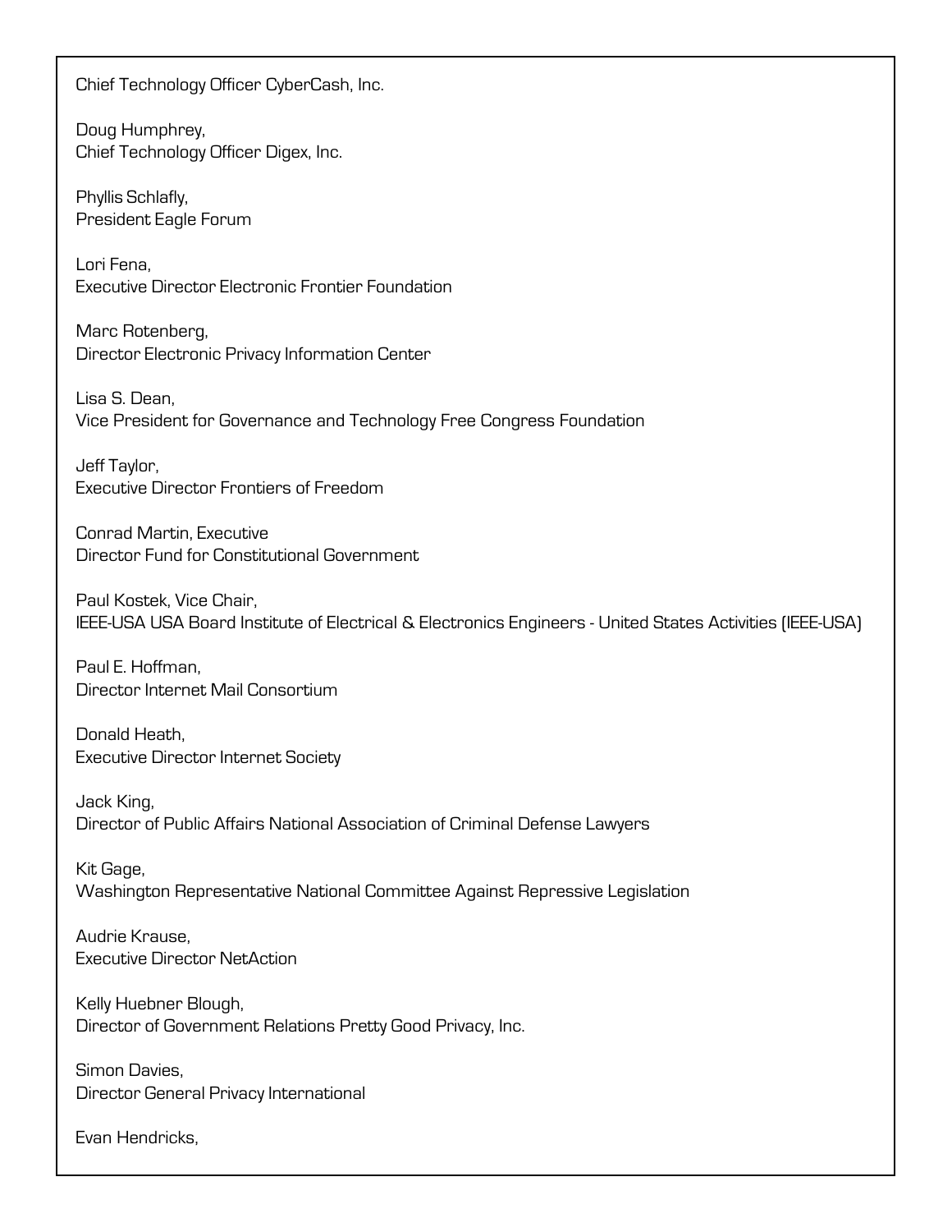Chief Technology Officer CyberCash, Inc.

Doug Humphrey,
Chief Technology Officer Digex, Inc.

Phyllis Schlafly,
President Eagle Forum

Lori Fena,
Executive Director Electronic Frontier Foundation

Marc Rotenberg,
Director Electronic Privacy Information Center

Lisa S. Dean,
Vice President for Governance and Technology Free Congress Foundation

Jeff Taylor,
Executive Director Frontiers of Freedom

Conrad Martin, Executive
Director Fund for Constitutional Government

Paul Kostek, Vice Chair,
IEEE-USA USA Board Institute of Electrical & Electronics Engineers - United States Activities (IEEE-USA)

Paul E. Hoffman,
Director Internet Mail Consortium

Donald Heath,
Executive Director Internet Society

Jack King,
Director of Public Affairs National Association of Criminal Defense Lawyers

Kit Gage,
Washington Representative National Committee Against Repressive Legislation

Audrie Krause,
Executive Director NetAction

Kelly Huebner Blough,
Director of Government Relations Pretty Good Privacy, Inc.

Simon Davies,
Director General Privacy International

Evan Hendricks,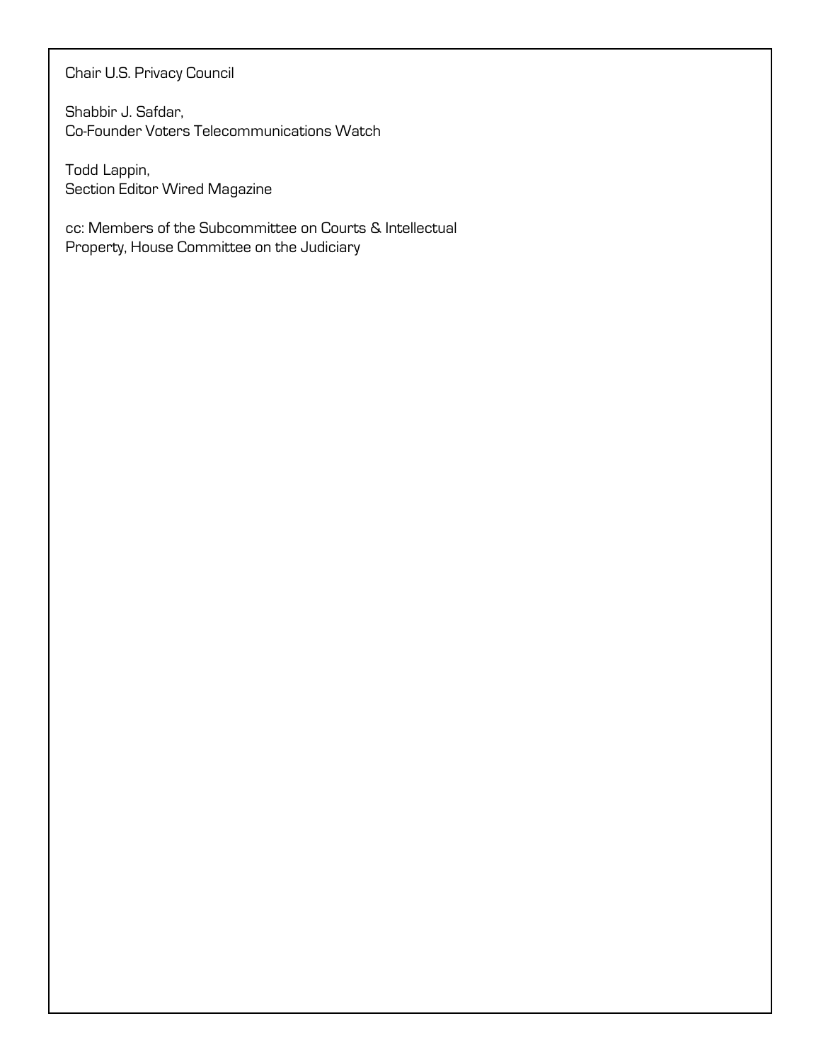Chair U.S. Privacy Council

Shabbir J. Safdar,
Co-Founder Voters Telecommunications Watch

Todd Lappin,
Section Editor Wired Magazine

cc: Members of the Subcommittee on Courts & Intellectual Property, House Committee on the Judiciary